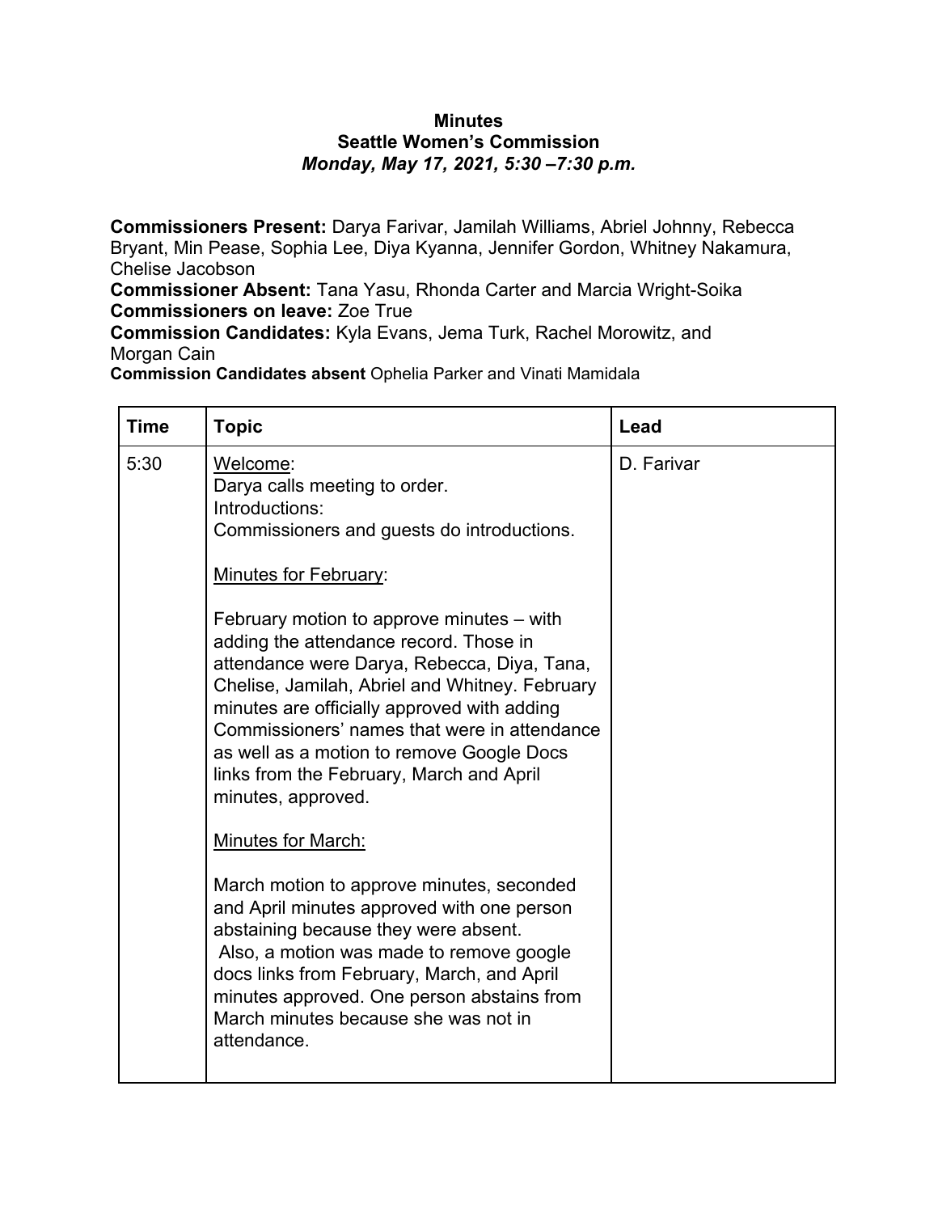**Minutes**
**Seattle Women's Commission**
***Monday, May 17, 2021, 5:30 –7:30 p.m.***

**Commissioners Present:** Darya Farivar, Jamilah Williams, Abriel Johnny, Rebecca Bryant, Min Pease, Sophia Lee, Diya Kyanna, Jennifer Gordon, Whitney Nakamura, Chelise Jacobson
**Commissioner Absent:** Tana Yasu, Rhonda Carter and Marcia Wright-Soika
**Commissioners on leave:** Zoe True
**Commission Candidates:** Kyla Evans, Jema Turk, Rachel Morowitz, and Morgan Cain
**Commission Candidates absent** Ophelia Parker and Vinati Mamidala

| Time | Topic | Lead |
| --- | --- | --- |
| 5:30 | Welcome:<br>Darya calls meeting to order.<br>Introductions:<br>Commissioners and guests do introductions.<br><br>Minutes for February:<br><br>February motion to approve minutes – with adding the attendance record. Those in attendance were Darya, Rebecca, Diya, Tana, Chelise, Jamilah, Abriel and Whitney. February minutes are officially approved with adding Commissioners' names that were in attendance as well as a motion to remove Google Docs links from the February, March and April minutes, approved.<br><br>Minutes for March:<br><br>March motion to approve minutes, seconded and April minutes approved with one person abstaining because they were absent.<br>Also, a motion was made to remove google docs links from February, March, and April minutes approved. One person abstains from March minutes because she was not in attendance. | D. Farivar |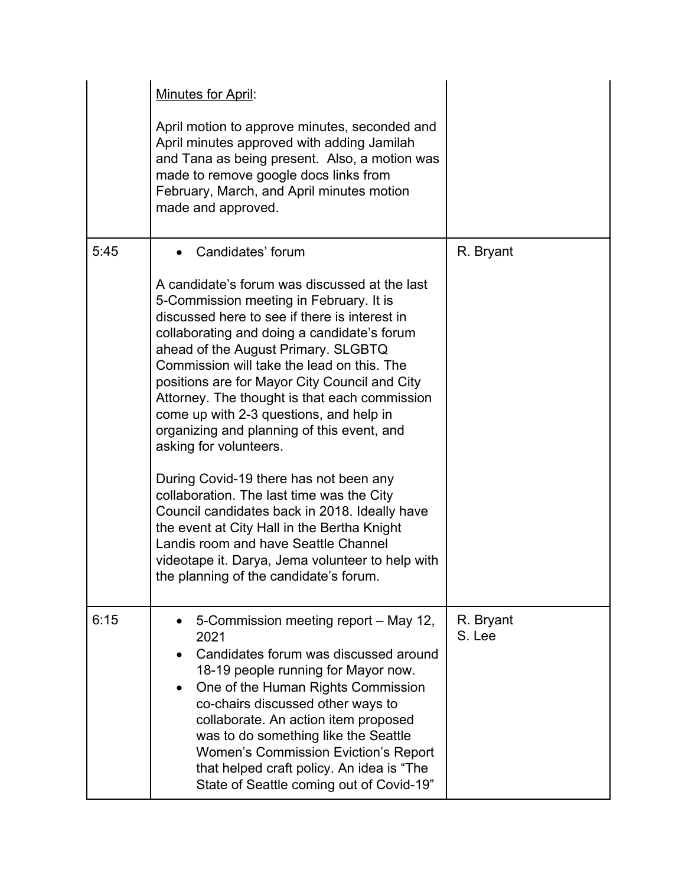| | | |
|---|---|---|
| | Minutes for April:<br><br>April motion to approve minutes, seconded and April minutes approved with adding Jamilah and Tana as being present. Also, a motion was made to remove google docs links from February, March, and April minutes motion made and approved. | |
| 5:45 | • Candidates' forum<br><br>A candidate's forum was discussed at the last 5-Commission meeting in February. It is discussed here to see if there is interest in collaborating and doing a candidate's forum ahead of the August Primary. SLGBTQ Commission will take the lead on this. The positions are for Mayor City Council and City Attorney. The thought is that each commission come up with 2-3 questions, and help in organizing and planning of this event, and asking for volunteers.<br><br>During Covid-19 there has not been any collaboration. The last time was the City Council candidates back in 2018. Ideally have the event at City Hall in the Bertha Knight Landis room and have Seattle Channel videotape it. Darya, Jema volunteer to help with the planning of the candidate's forum. | R. Bryant |
| 6:15 | • 5-Commission meeting report – May 12, 2021<br>• Candidates forum was discussed around 18-19 people running for Mayor now.<br>• One of the Human Rights Commission co-chairs discussed other ways to collaborate. An action item proposed was to do something like the Seattle Women's Commission Eviction's Report that helped craft policy. An idea is "The State of Seattle coming out of Covid-19" | R. Bryant<br>S. Lee |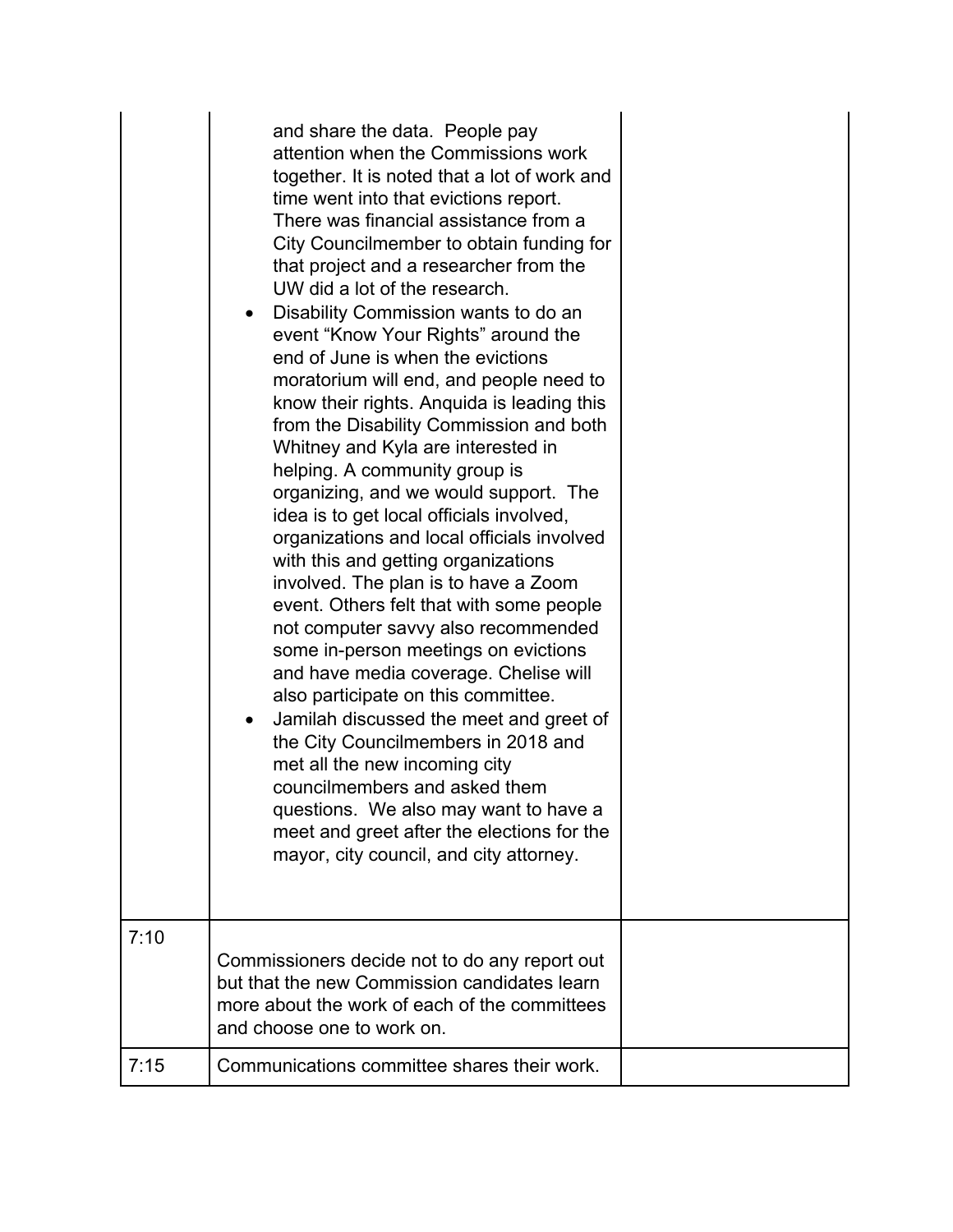| | | |
|---|---|---|
| | and share the data. People pay attention when the Commissions work together. It is noted that a lot of work and time went into that evictions report. There was financial assistance from a City Councilmember to obtain funding for that project and a researcher from the UW did a lot of the research.<br>• Disability Commission wants to do an event "Know Your Rights" around the end of June is when the evictions moratorium will end, and people need to know their rights. Anquida is leading this from the Disability Commission and both Whitney and Kyla are interested in helping. A community group is organizing, and we would support. The idea is to get local officials involved, organizations and local officials involved with this and getting organizations involved. The plan is to have a Zoom event. Others felt that with some people not computer savvy also recommended some in-person meetings on evictions and have media coverage. Chelise will also participate on this committee.<br>• Jamilah discussed the meet and greet of the City Councilmembers in 2018 and met all the new incoming city councilmembers and asked them questions. We also may want to have a meet and greet after the elections for the mayor, city council, and city attorney. | |
| 7:10 | Commissioners decide not to do any report out but that the new Commission candidates learn more about the work of each of the committees and choose one to work on. | |
| 7:15 | Communications committee shares their work. | |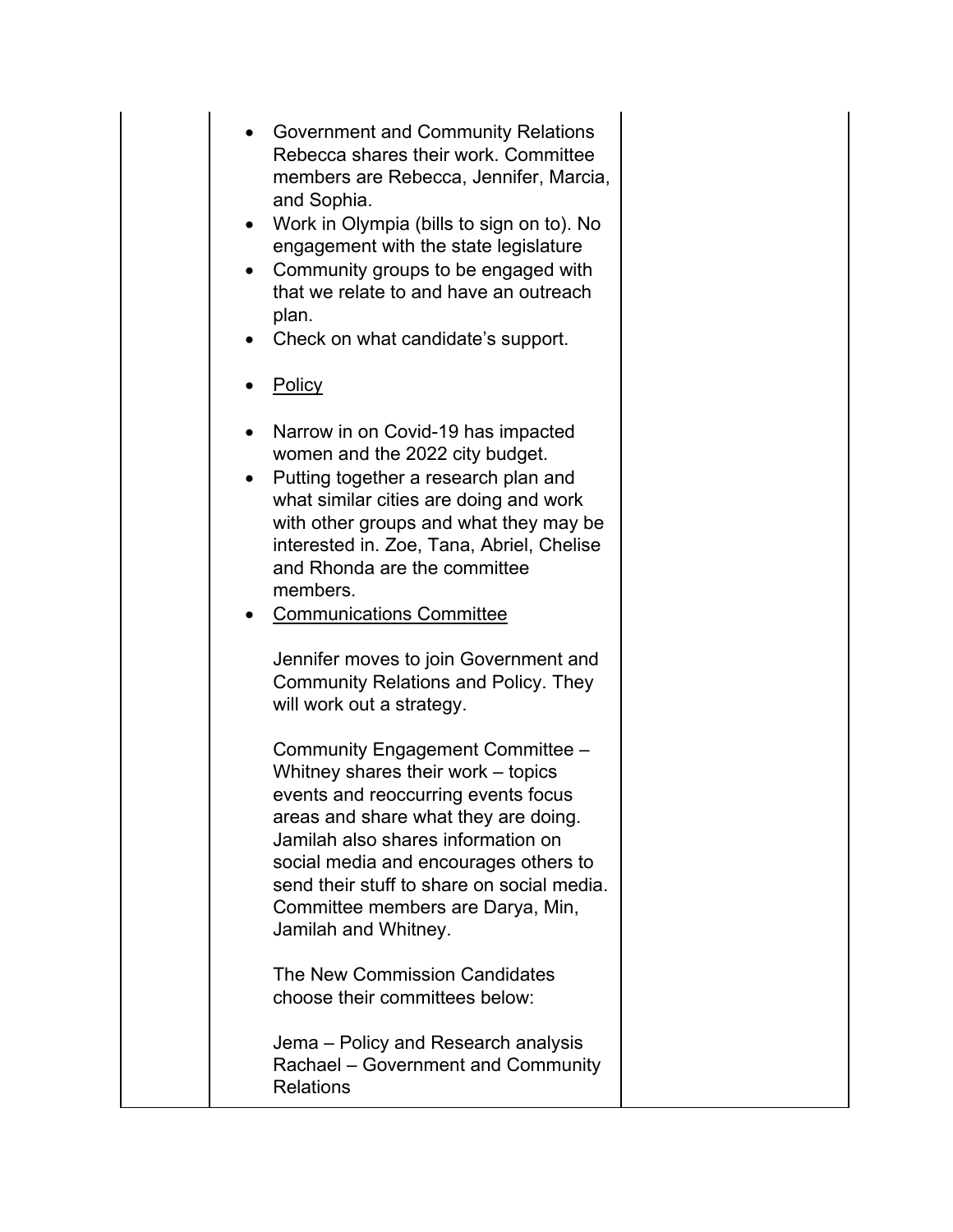| | | |
|---|---|---|
| | • Government and Community Relations Rebecca shares their work. Committee members are Rebecca, Jennifer, Marcia, and Sophia.<br>• Work in Olympia (bills to sign on to). No engagement with the state legislature<br>• Community groups to be engaged with that we relate to and have an outreach plan.<br>• Check on what candidate's support.<br><br>• <u>Policy</u><br><br>• Narrow in on Covid-19 has impacted women and the 2022 city budget.<br>• Putting together a research plan and what similar cities are doing and work with other groups and what they may be interested in. Zoe, Tana, Abriel, Chelise and Rhonda are the committee members.<br>• <u>Communications Committee</u><br><br>Jennifer moves to join Government and Community Relations and Policy. They will work out a strategy.<br><br>Community Engagement Committee – Whitney shares their work – topics events and reoccurring events focus areas and share what they are doing. Jamilah also shares information on social media and encourages others to send their stuff to share on social media. Committee members are Darya, Min, Jamilah and Whitney.<br><br>The New Commission Candidates choose their committees below:<br><br>Jema – Policy and Research analysis<br>Rachael – Government and Community Relations | |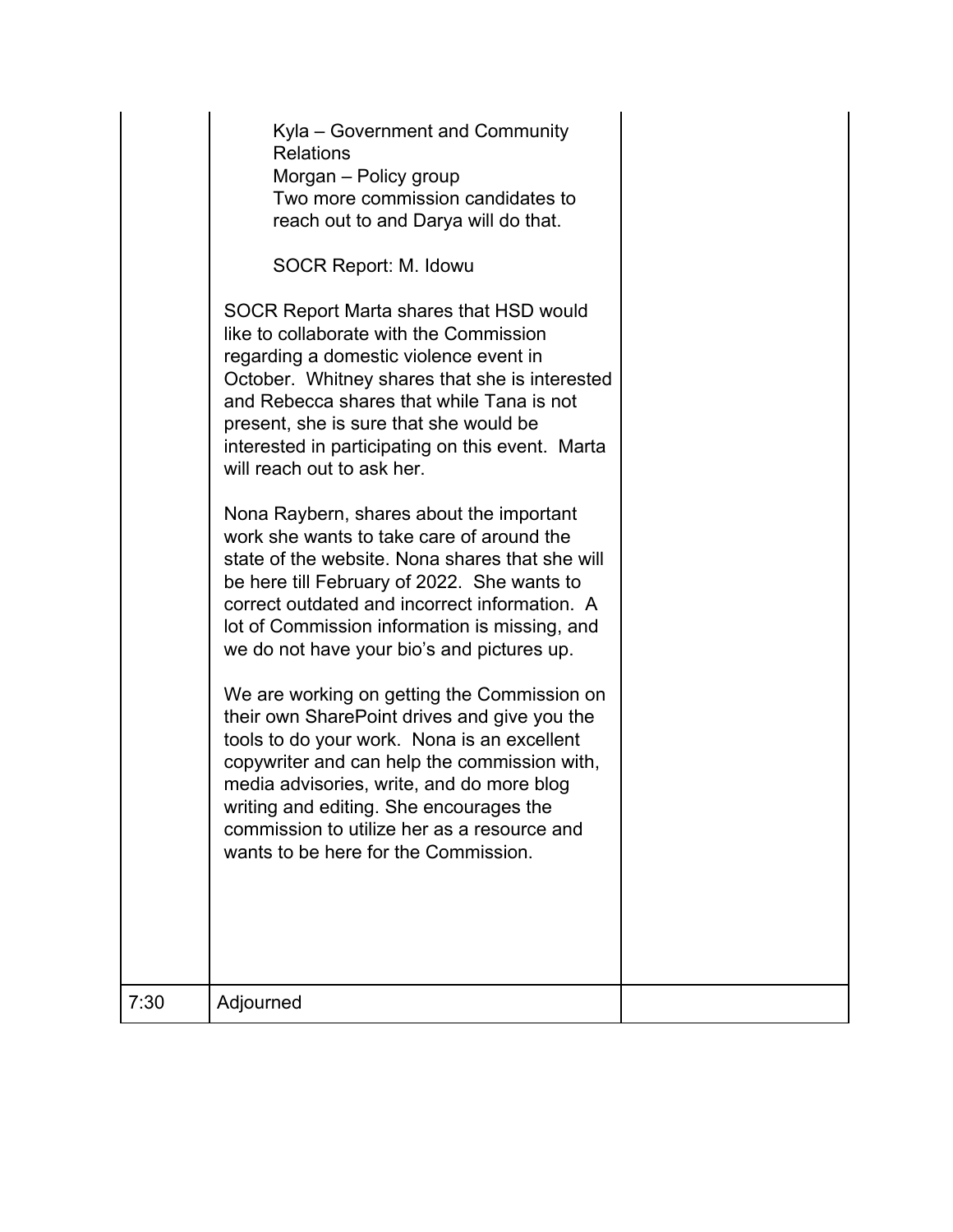| | | |
|---|---|---|
| | Kyla – Government and Community Relations<br>Morgan – Policy group<br>Two more commission candidates to reach out to and Darya will do that.<br><br>SOCR Report: M. Idowu<br><br>SOCR Report Marta shares that HSD would like to collaborate with the Commission regarding a domestic violence event in October. Whitney shares that she is interested and Rebecca shares that while Tana is not present, she is sure that she would be interested in participating on this event. Marta will reach out to ask her.<br><br>Nona Raybern, shares about the important work she wants to take care of around the state of the website. Nona shares that she will be here till February of 2022. She wants to correct outdated and incorrect information. A lot of Commission information is missing, and we do not have your bio's and pictures up.<br><br>We are working on getting the Commission on their own SharePoint drives and give you the tools to do your work. Nona is an excellent copywriter and can help the commission with, media advisories, write, and do more blog writing and editing. She encourages the commission to utilize her as a resource and wants to be here for the Commission. | |
| 7:30 | Adjourned | |